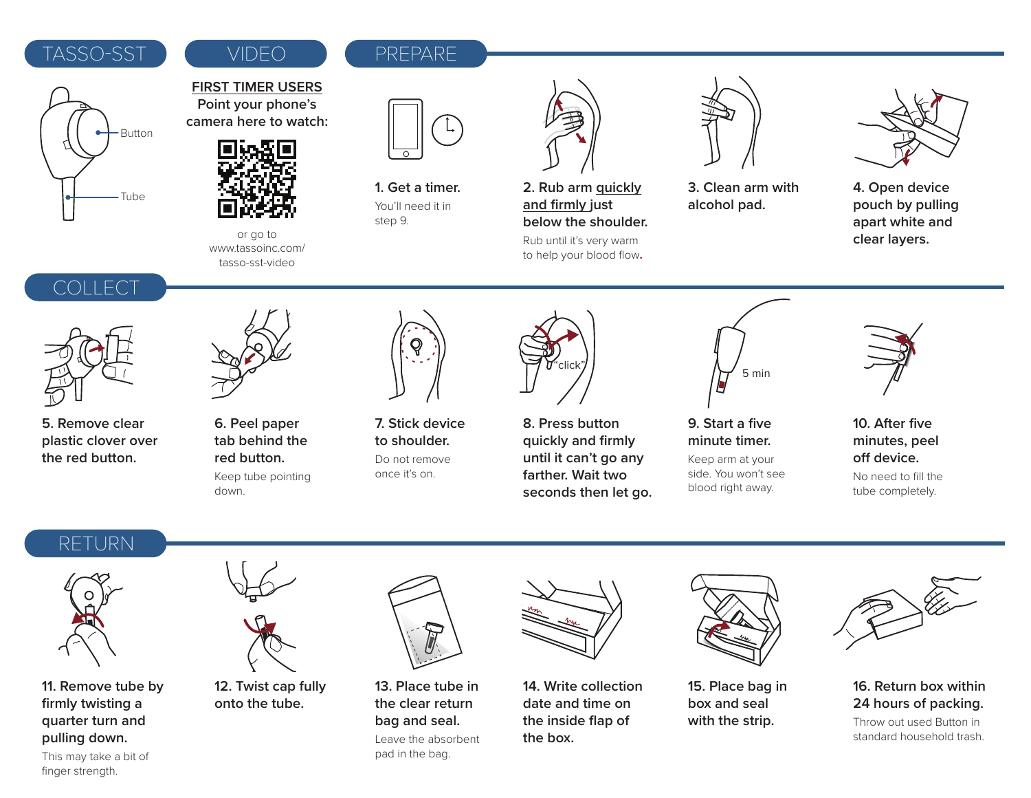## TASSO-SST

Button

Tube

## VIDEO

**FIRST TIMER USERS**

Point your phone's camera here to watch:

or go to www.tassoinc.com/tasso-sst-video

## PREPARE

**1. Get a timer.**

You'll need it in step 9.

**2. Rub arm quickly and firmly just below the shoulder.**

Rub until it's very warm to help your blood flow.

**3. Clean arm with alcohol pad.**

**4. Open device pouch by pulling apart white and clear layers.**

## COLLECT

**5. Remove clear plastic clover over the red button.**

**6. Peel paper tab behind the red button.**

Keep tube pointing down.

**7. Stick device to shoulder.**

Do not remove once it's on.

"click"

**8. Press button quickly and firmly until it can't go any farther. Wait two seconds then let go.**

5 min

**9. Start a five minute timer.**

Keep arm at your side. You won't see blood right away.

**10. After five minutes, peel off device.**

No need to fill the tube completely.

## RETURN

**11. Remove tube by firmly twisting a quarter turn and pulling down.**

This may take a bit of finger strength.

**12. Twist cap fully onto the tube.**

**13. Place tube in the clear return bag and seal.**

Leave the absorbent pad in the bag.

**14. Write collection date and time on the inside flap of the box.**

**15. Place bag in box and seal with the strip.**

**16. Return box within 24 hours of packing.**

Throw out used Button in standard household trash.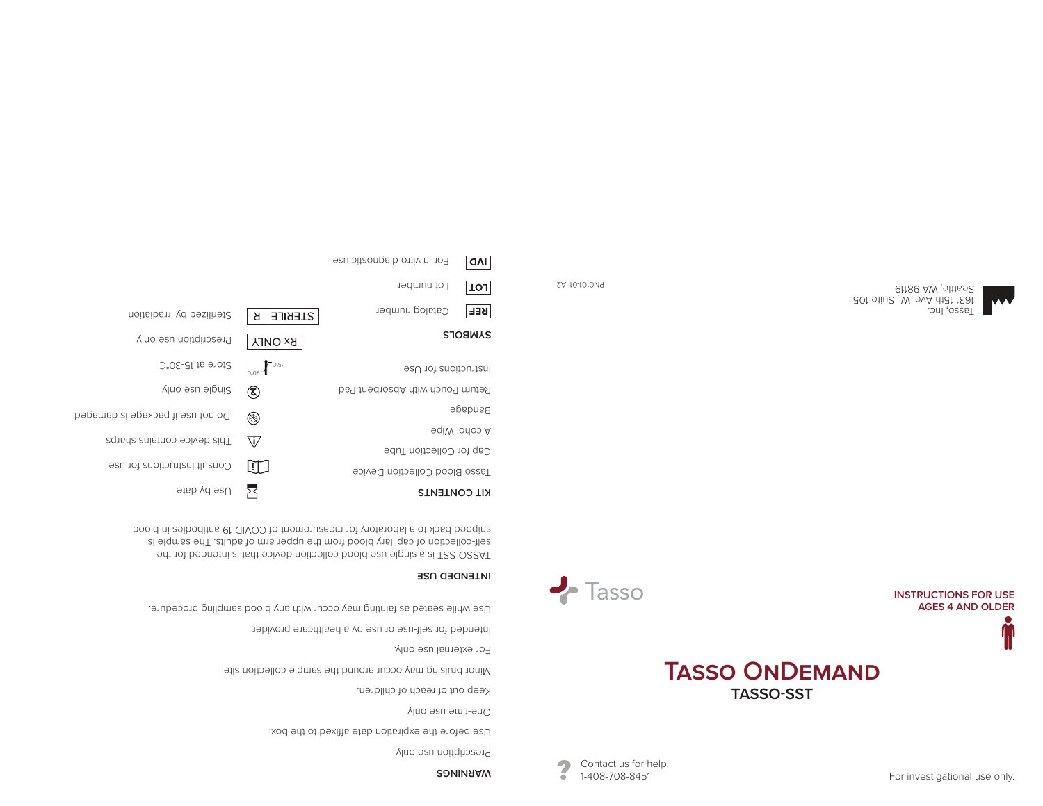# TASSO ONDEMAND

## TASSO-SST

**INSTRUCTIONS FOR USE**
**AGES 4 AND OLDER**

Contact us for help:
1-408-708-8451

For investigational use only.

Tasso, Inc.
1631 15th Ave. W., Suite 105
Seattle, WA 98119

PN0101-01, A2

**WARNINGS**

Prescription use only.

Use before the expiration date affixed to the box.

One-time use only.

Keep out of reach of children.

Minor bruising may occur around the sample collection site.

For external use only.

Intended for self-use or use by a healthcare provider.

Use while seated as fainting may occur with any blood sampling procedure.

**INTENDED USE**

TASSO-SST is a single use blood collection device that is intended for the self-collection of capillary blood from the upper arm of adults. The sample is shipped back to a laboratory for measurement of COVID-19 antibodies in blood.

**KIT CONTENTS**

Tasso Blood Collection Device

Cap for Collection Tube

Alcohol Wipe

Bandage

Return Pouch with Absorbent Pad

Instructions for Use

**SYMBOLS**

| | |
|---|---|
| REF | Catalog number |
| LOT | Lot number |
| IVD | For in vitro diagnostic use |
| | Use by date |
| | Consult instructions for use |
| | This device contains sharps |
| | Do not use if package is damaged |
| | Single use only |
| 15°C–30°C | Store at 15-30°C |
| Rx ONLY | Prescription use only |
| STERILE R | Sterilized by irradiation |